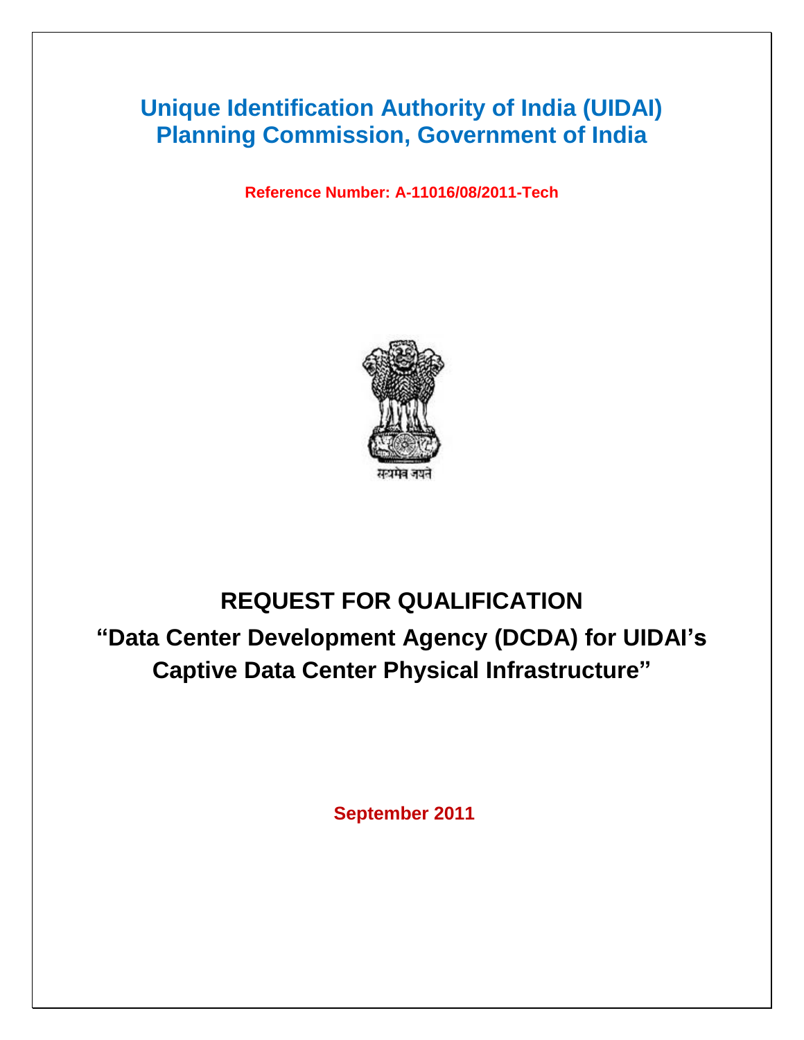# Unique Identification Authority of India (UIDAI)
# Planning Commission, Government of India

**Reference Number: A-11016/08/2011-Tech**

सत्यमेव जयते

# REQUEST FOR QUALIFICATION

## "Data Center Development Agency (DCDA) for UIDAI's Captive Data Center Physical Infrastructure"

**September 2011**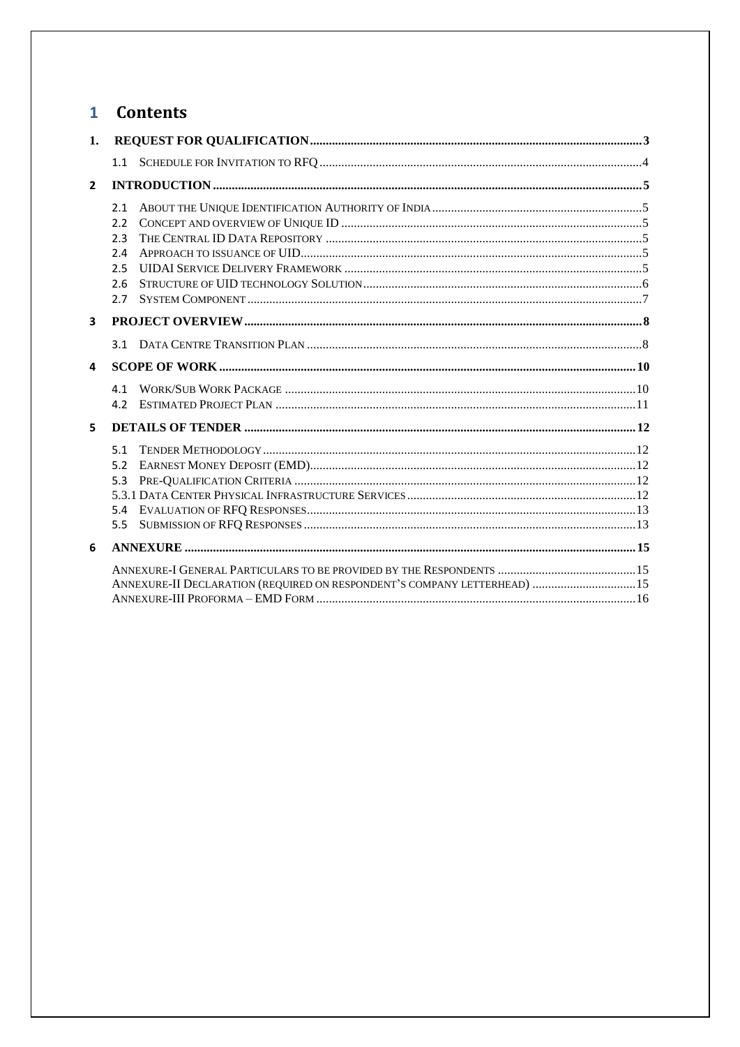# 1 Contents

**1. REQUEST FOR QUALIFICATION** ..... 3

- 1.1 SCHEDULE FOR INVITATION TO RFQ ..... 4

**2 INTRODUCTION** ..... 5

- 2.1 ABOUT THE UNIQUE IDENTIFICATION AUTHORITY OF INDIA ..... 5
- 2.2 CONCEPT AND OVERVIEW OF UNIQUE ID ..... 5
- 2.3 THE CENTRAL ID DATA REPOSITORY ..... 5
- 2.4 APPROACH TO ISSUANCE OF UID ..... 5
- 2.5 UIDAI SERVICE DELIVERY FRAMEWORK ..... 5
- 2.6 STRUCTURE OF UID TECHNOLOGY SOLUTION ..... 6
- 2.7 SYSTEM COMPONENT ..... 7

**3 PROJECT OVERVIEW** ..... 8

- 3.1 DATA CENTRE TRANSITION PLAN ..... 8

**4 SCOPE OF WORK** ..... 10

- 4.1 WORK/SUB WORK PACKAGE ..... 10
- 4.2 ESTIMATED PROJECT PLAN ..... 11

**5 DETAILS OF TENDER** ..... 12

- 5.1 TENDER METHODOLOGY ..... 12
- 5.2 EARNEST MONEY DEPOSIT (EMD) ..... 12
- 5.3 PRE-QUALIFICATION CRITERIA ..... 12
- 5.3.1 DATA CENTER PHYSICAL INFRASTRUCTURE SERVICES ..... 12
- 5.4 EVALUATION OF RFQ RESPONSES ..... 13
- 5.5 SUBMISSION OF RFQ RESPONSES ..... 13

**6 ANNEXURE** ..... 15

- ANNEXURE-I GENERAL PARTICULARS TO BE PROVIDED BY THE RESPONDENTS ..... 15
- ANNEXURE-II DECLARATION (REQUIRED ON RESPONDENT'S COMPANY LETTERHEAD) ..... 15
- ANNEXURE-III PROFORMA – EMD FORM ..... 16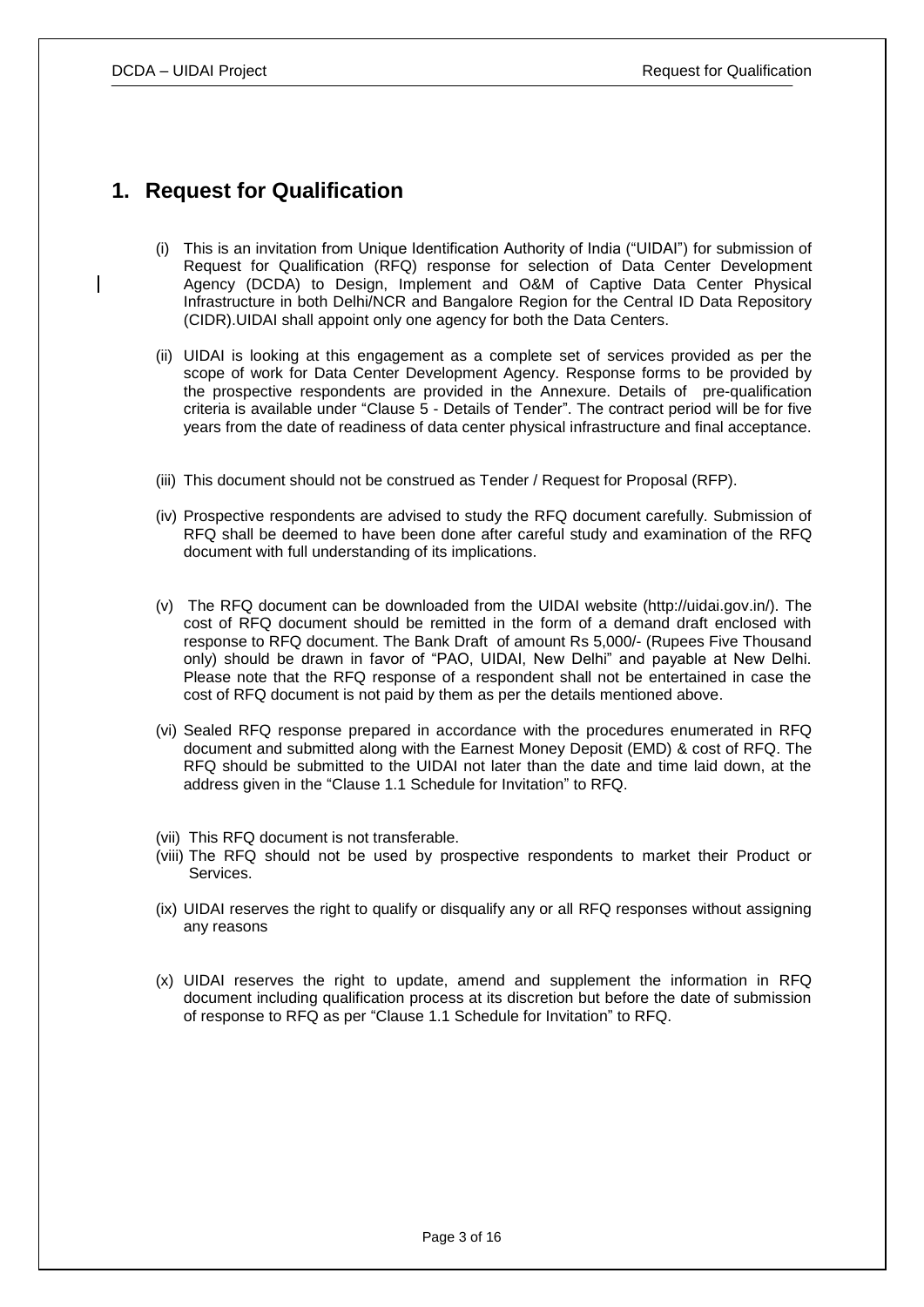# 1. Request for Qualification

(i) This is an invitation from Unique Identification Authority of India ("UIDAI") for submission of Request for Qualification (RFQ) response for selection of Data Center Development Agency (DCDA) to Design, Implement and O&M of Captive Data Center Physical Infrastructure in both Delhi/NCR and Bangalore Region for the Central ID Data Repository (CIDR).UIDAI shall appoint only one agency for both the Data Centers.

(ii) UIDAI is looking at this engagement as a complete set of services provided as per the scope of work for Data Center Development Agency. Response forms to be provided by the prospective respondents are provided in the Annexure. Details of pre-qualification criteria is available under "Clause 5 - Details of Tender". The contract period will be for five years from the date of readiness of data center physical infrastructure and final acceptance.

(iii) This document should not be construed as Tender / Request for Proposal (RFP).

(iv) Prospective respondents are advised to study the RFQ document carefully. Submission of RFQ shall be deemed to have been done after careful study and examination of the RFQ document with full understanding of its implications.

(v) The RFQ document can be downloaded from the UIDAI website (http://uidai.gov.in/). The cost of RFQ document should be remitted in the form of a demand draft enclosed with response to RFQ document. The Bank Draft of amount Rs 5,000/- (Rupees Five Thousand only) should be drawn in favor of "PAO, UIDAI, New Delhi" and payable at New Delhi. Please note that the RFQ response of a respondent shall not be entertained in case the cost of RFQ document is not paid by them as per the details mentioned above.

(vi) Sealed RFQ response prepared in accordance with the procedures enumerated in RFQ document and submitted along with the Earnest Money Deposit (EMD) & cost of RFQ. The RFQ should be submitted to the UIDAI not later than the date and time laid down, at the address given in the "Clause 1.1 Schedule for Invitation" to RFQ.

(vii) This RFQ document is not transferable.

(viii) The RFQ should not be used by prospective respondents to market their Product or Services.

(ix) UIDAI reserves the right to qualify or disqualify any or all RFQ responses without assigning any reasons

(x) UIDAI reserves the right to update, amend and supplement the information in RFQ document including qualification process at its discretion but before the date of submission of response to RFQ as per "Clause 1.1 Schedule for Invitation" to RFQ.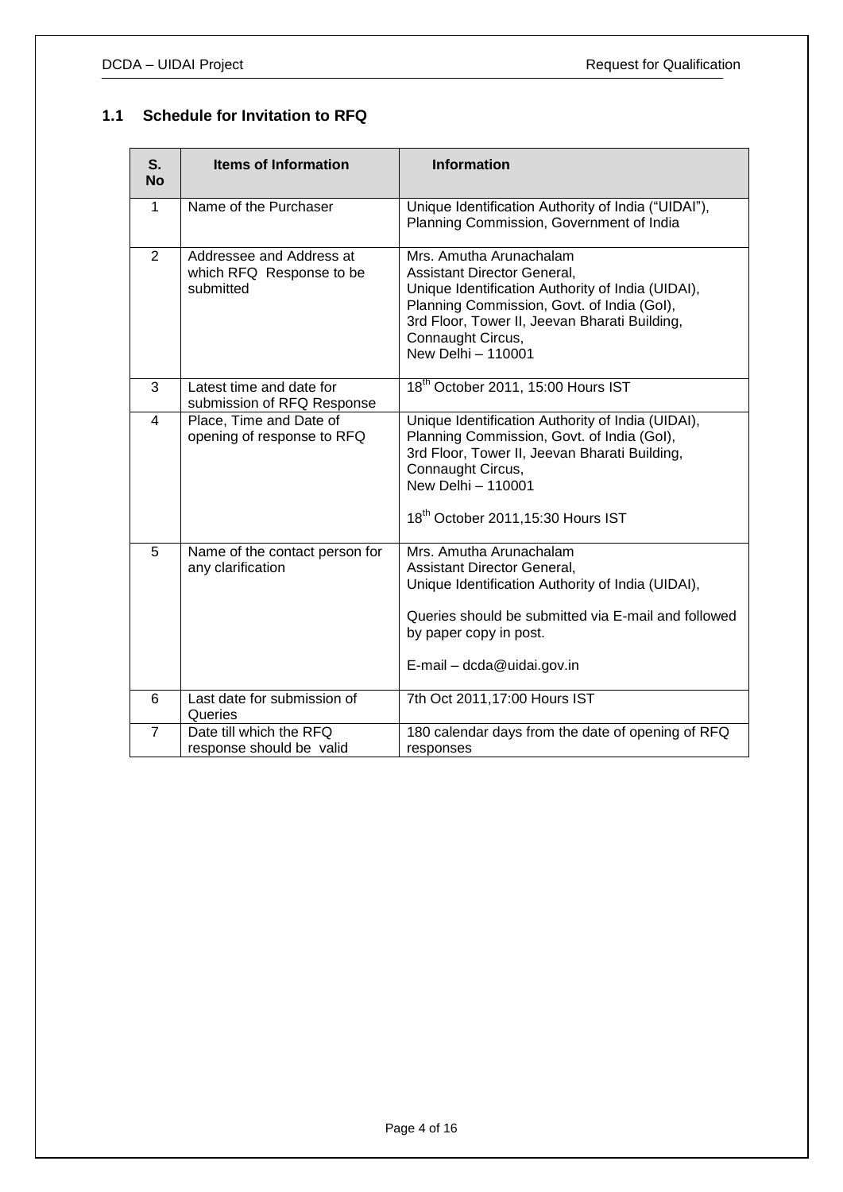## 1.1 Schedule for Invitation to RFQ

| S. No | Items of Information | Information |
|---|---|---|
| 1 | Name of the Purchaser | Unique Identification Authority of India ("UIDAI"), Planning Commission, Government of India |
| 2 | Addressee and Address at which RFQ Response to be submitted | Mrs. Amutha Arunachalam<br>Assistant Director General,<br>Unique Identification Authority of India (UIDAI),<br>Planning Commission, Govt. of India (GoI),<br>3rd Floor, Tower II, Jeevan Bharati Building,<br>Connaught Circus,<br>New Delhi – 110001 |
| 3 | Latest time and date for submission of RFQ Response | 18th October 2011, 15:00 Hours IST |
| 4 | Place, Time and Date of opening of response to RFQ | Unique Identification Authority of India (UIDAI),<br>Planning Commission, Govt. of India (GoI),<br>3rd Floor, Tower II, Jeevan Bharati Building,<br>Connaught Circus,<br>New Delhi – 110001<br><br>18th October 2011,15:30 Hours IST |
| 5 | Name of the contact person for any clarification | Mrs. Amutha Arunachalam<br>Assistant Director General,<br>Unique Identification Authority of India (UIDAI),<br><br>Queries should be submitted via E-mail and followed by paper copy in post.<br><br>E-mail – dcda@uidai.gov.in |
| 6 | Last date for submission of Queries | 7th Oct 2011,17:00 Hours IST |
| 7 | Date till which the RFQ response should be valid | 180 calendar days from the date of opening of RFQ responses |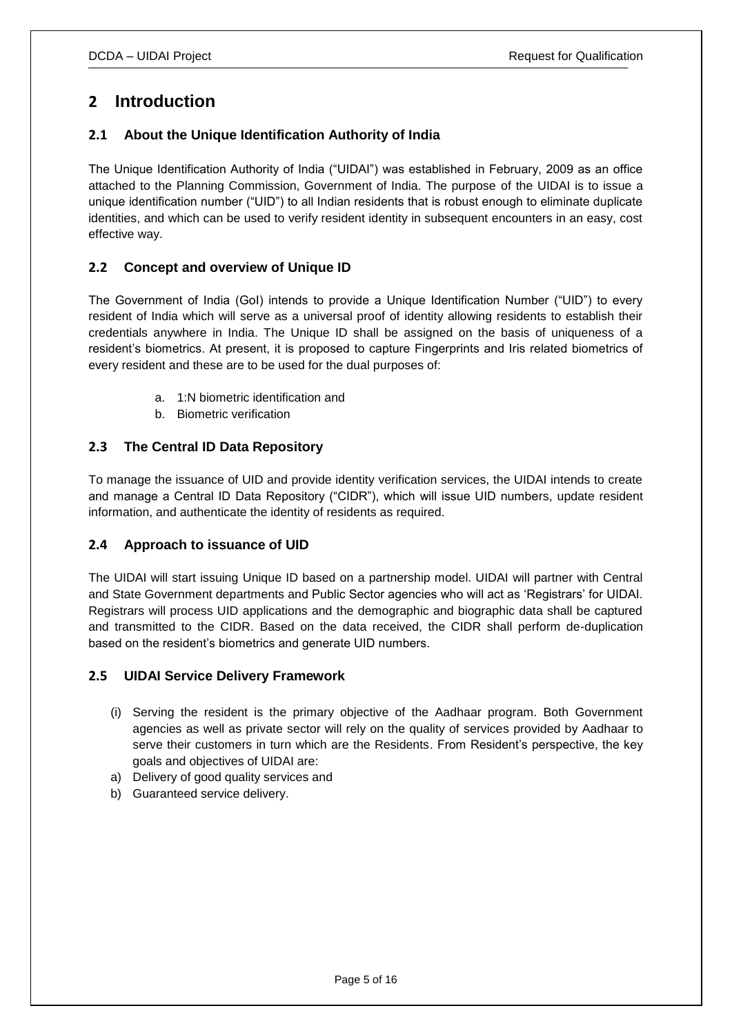# 2 Introduction

## 2.1 About the Unique Identification Authority of India

The Unique Identification Authority of India ("UIDAI") was established in February, 2009 as an office attached to the Planning Commission, Government of India. The purpose of the UIDAI is to issue a unique identification number ("UID") to all Indian residents that is robust enough to eliminate duplicate identities, and which can be used to verify resident identity in subsequent encounters in an easy, cost effective way.

## 2.2 Concept and overview of Unique ID

The Government of India (GoI) intends to provide a Unique Identification Number ("UID") to every resident of India which will serve as a universal proof of identity allowing residents to establish their credentials anywhere in India. The Unique ID shall be assigned on the basis of uniqueness of a resident's biometrics. At present, it is proposed to capture Fingerprints and Iris related biometrics of every resident and these are to be used for the dual purposes of:

a. 1:N biometric identification and
b. Biometric verification

## 2.3 The Central ID Data Repository

To manage the issuance of UID and provide identity verification services, the UIDAI intends to create and manage a Central ID Data Repository ("CIDR"), which will issue UID numbers, update resident information, and authenticate the identity of residents as required.

## 2.4 Approach to issuance of UID

The UIDAI will start issuing Unique ID based on a partnership model. UIDAI will partner with Central and State Government departments and Public Sector agencies who will act as 'Registrars' for UIDAI. Registrars will process UID applications and the demographic and biographic data shall be captured and transmitted to the CIDR. Based on the data received, the CIDR shall perform de-duplication based on the resident's biometrics and generate UID numbers.

## 2.5 UIDAI Service Delivery Framework

(i) Serving the resident is the primary objective of the Aadhaar program. Both Government agencies as well as private sector will rely on the quality of services provided by Aadhaar to serve their customers in turn which are the Residents. From Resident's perspective, the key goals and objectives of UIDAI are:

a) Delivery of good quality services and
b) Guaranteed service delivery.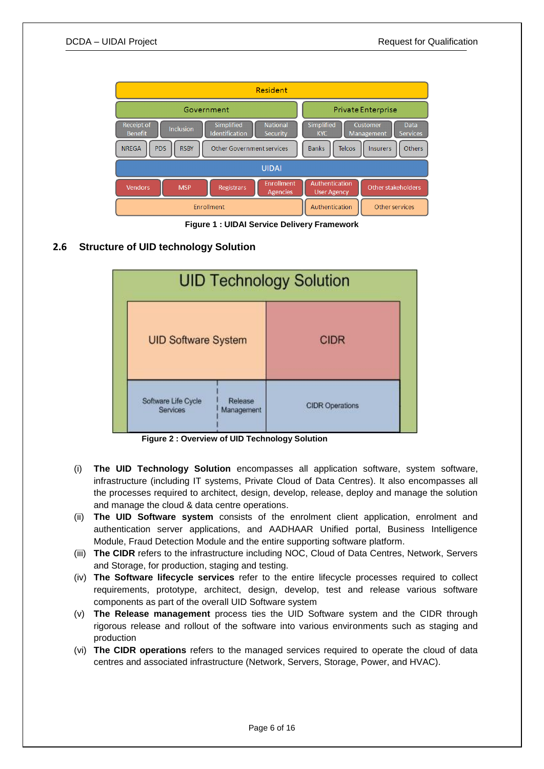Figure 1 : UIDAI Service Delivery Framework

## 2.6 Structure of UID technology Solution

Figure 2 : Overview of UID Technology Solution

(i) **The UID Technology Solution** encompasses all application software, system software, infrastructure (including IT systems, Private Cloud of Data Centres). It also encompasses all the processes required to architect, design, develop, release, deploy and manage the solution and manage the cloud & data centre operations.

(ii) **The UID Software system** consists of the enrolment client application, enrolment and authentication server applications, and AADHAAR Unified portal, Business Intelligence Module, Fraud Detection Module and the entire supporting software platform.

(iii) **The CIDR** refers to the infrastructure including NOC, Cloud of Data Centres, Network, Servers and Storage, for production, staging and testing.

(iv) **The Software lifecycle services** refer to the entire lifecycle processes required to collect requirements, prototype, architect, design, develop, test and release various software components as part of the overall UID Software system

(v) **The Release management** process ties the UID Software system and the CIDR through rigorous release and rollout of the software into various environments such as staging and production

(vi) **The CIDR operations** refers to the managed services required to operate the cloud of data centres and associated infrastructure (Network, Servers, Storage, Power, and HVAC).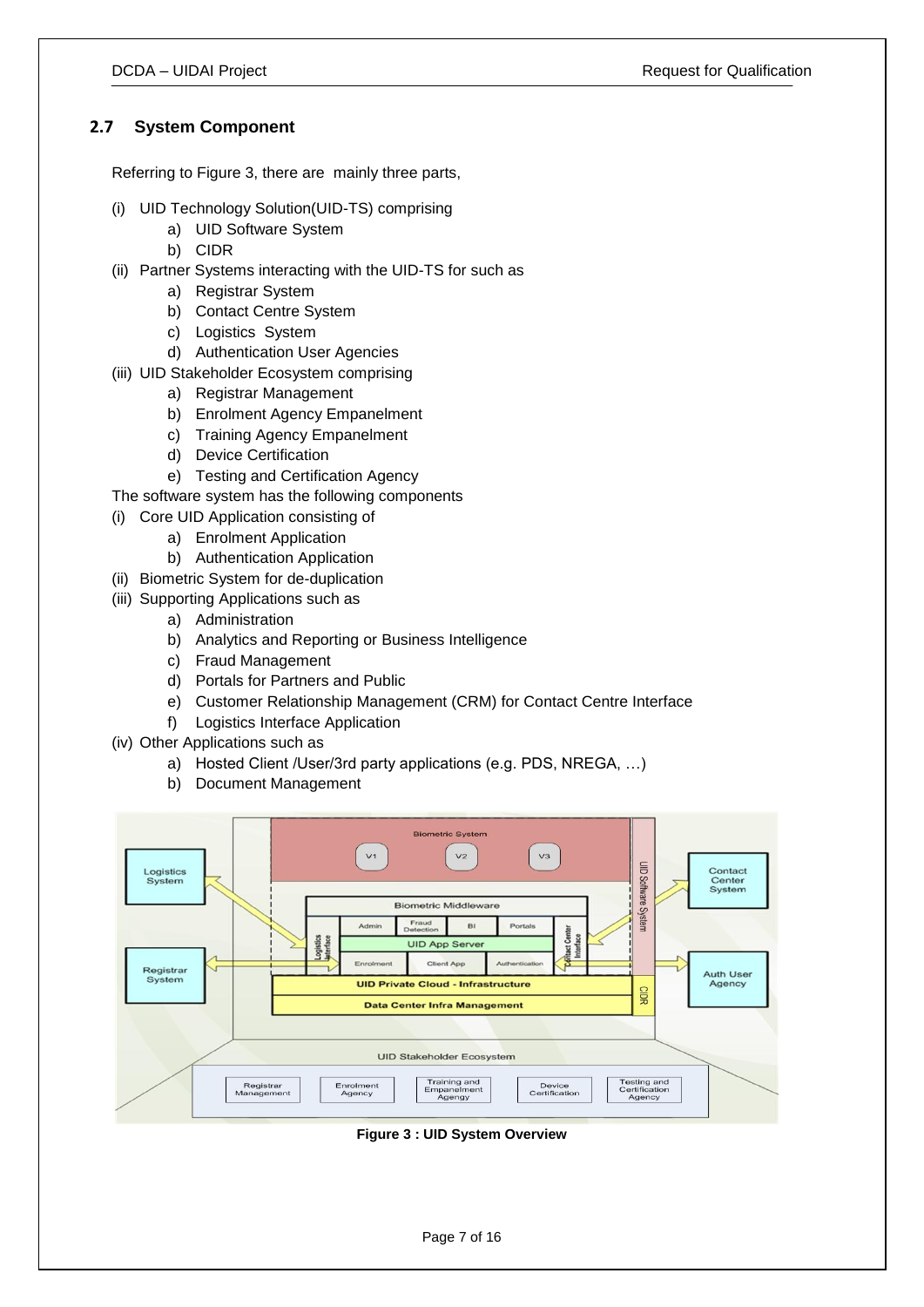## 2.7 System Component

Referring to Figure 3, there are mainly three parts,

(i) UID Technology Solution(UID-TS) comprising
   a) UID Software System
   b) CIDR

(ii) Partner Systems interacting with the UID-TS for such as
   a) Registrar System
   b) Contact Centre System
   c) Logistics System
   d) Authentication User Agencies

(iii) UID Stakeholder Ecosystem comprising
   a) Registrar Management
   b) Enrolment Agency Empanelment
   c) Training Agency Empanelment
   d) Device Certification
   e) Testing and Certification Agency

The software system has the following components

(i) Core UID Application consisting of
   a) Enrolment Application
   b) Authentication Application

(ii) Biometric System for de-duplication

(iii) Supporting Applications such as
   a) Administration
   b) Analytics and Reporting or Business Intelligence
   c) Fraud Management
   d) Portals for Partners and Public
   e) Customer Relationship Management (CRM) for Contact Centre Interface
   f) Logistics Interface Application

(iv) Other Applications such as
   a) Hosted Client /User/3rd party applications (e.g. PDS, NREGA, …)
   b) Document Management

**Figure 3 : UID System Overview**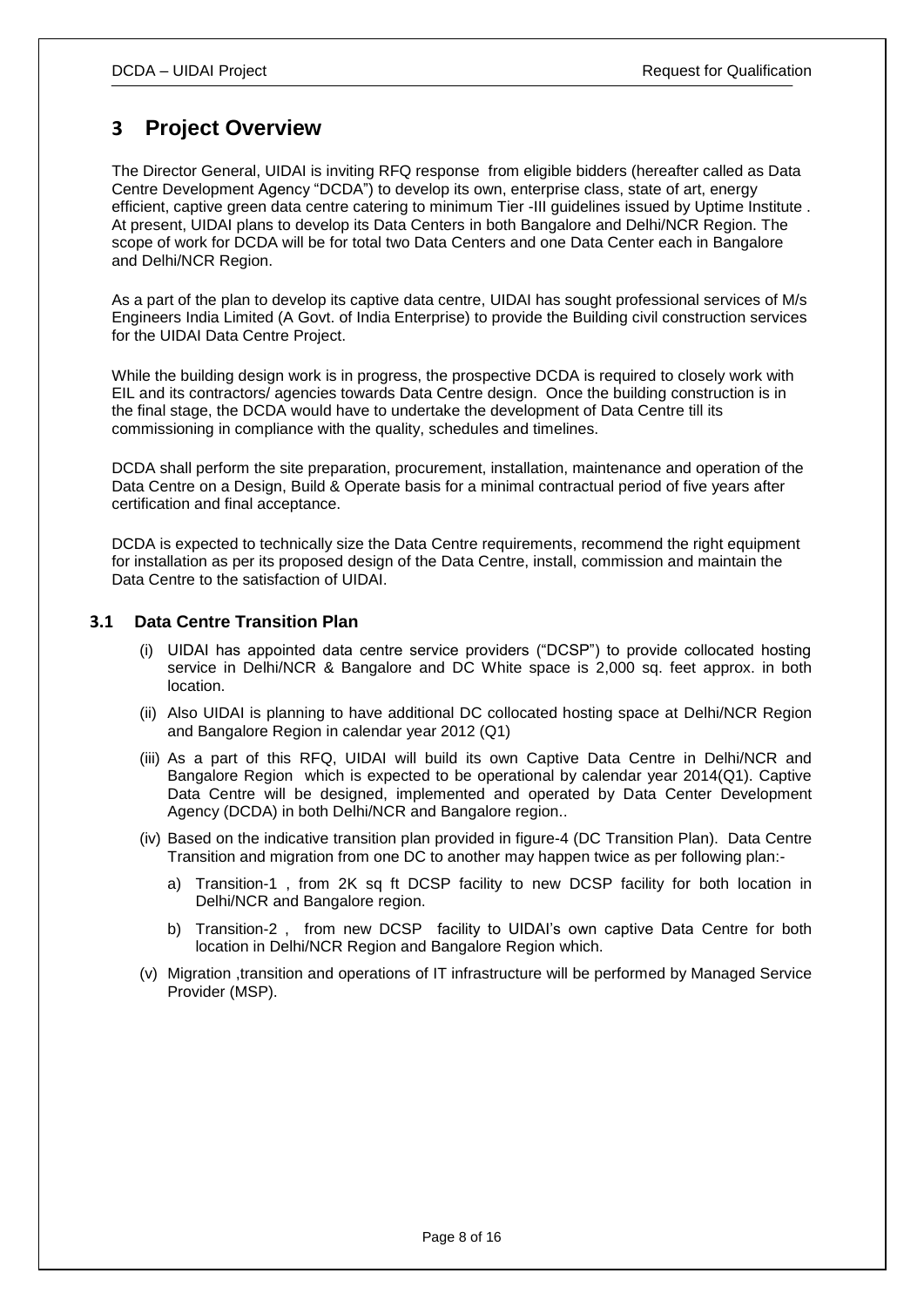# 3 Project Overview

The Director General, UIDAI is inviting RFQ response from eligible bidders (hereafter called as Data Centre Development Agency "DCDA") to develop its own, enterprise class, state of art, energy efficient, captive green data centre catering to minimum Tier -III guidelines issued by Uptime Institute . At present, UIDAI plans to develop its Data Centers in both Bangalore and Delhi/NCR Region. The scope of work for DCDA will be for total two Data Centers and one Data Center each in Bangalore and Delhi/NCR Region.

As a part of the plan to develop its captive data centre, UIDAI has sought professional services of M/s Engineers India Limited (A Govt. of India Enterprise) to provide the Building civil construction services for the UIDAI Data Centre Project.

While the building design work is in progress, the prospective DCDA is required to closely work with EIL and its contractors/ agencies towards Data Centre design. Once the building construction is in the final stage, the DCDA would have to undertake the development of Data Centre till its commissioning in compliance with the quality, schedules and timelines.

DCDA shall perform the site preparation, procurement, installation, maintenance and operation of the Data Centre on a Design, Build & Operate basis for a minimal contractual period of five years after certification and final acceptance.

DCDA is expected to technically size the Data Centre requirements, recommend the right equipment for installation as per its proposed design of the Data Centre, install, commission and maintain the Data Centre to the satisfaction of UIDAI.

## 3.1 Data Centre Transition Plan

(i) UIDAI has appointed data centre service providers ("DCSP") to provide collocated hosting service in Delhi/NCR & Bangalore and DC White space is 2,000 sq. feet approx. in both location.

(ii) Also UIDAI is planning to have additional DC collocated hosting space at Delhi/NCR Region and Bangalore Region in calendar year 2012 (Q1)

(iii) As a part of this RFQ, UIDAI will build its own Captive Data Centre in Delhi/NCR and Bangalore Region which is expected to be operational by calendar year 2014(Q1). Captive Data Centre will be designed, implemented and operated by Data Center Development Agency (DCDA) in both Delhi/NCR and Bangalore region..

(iv) Based on the indicative transition plan provided in figure-4 (DC Transition Plan). Data Centre Transition and migration from one DC to another may happen twice as per following plan:-

   a) Transition-1 , from 2K sq ft DCSP facility to new DCSP facility for both location in Delhi/NCR and Bangalore region.

   b) Transition-2 , from new DCSP facility to UIDAI's own captive Data Centre for both location in Delhi/NCR Region and Bangalore Region which.

(v) Migration ,transition and operations of IT infrastructure will be performed by Managed Service Provider (MSP).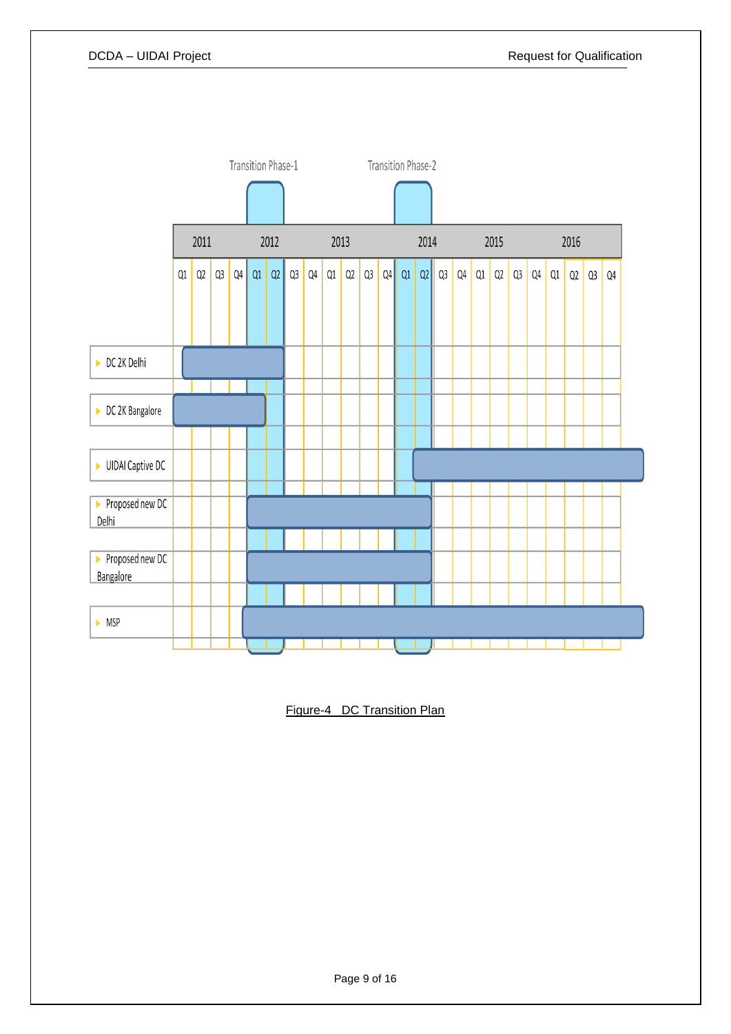| | 2011 | | | | 2012 | | | | 2013 | | | | 2014 | | | | 2015 | | | | 2016 | | | |
|---|---|---|---|---|---|---|---|---|---|---|---|---|---|---|---|---|---|---|---|---|---|---|---|---|
| | Q1 | Q2 | Q3 | Q4 | Q1 | Q2 | Q3 | Q4 | Q1 | Q2 | Q3 | Q4 | Q1 | Q2 | Q3 | Q4 | Q1 | Q2 | Q3 | Q4 | Q1 | Q2 | Q3 | Q4 |
| Transition Phase-1 | | | | | X | X | | | | | | | | | | | | | | | | | | |
| Transition Phase-2 | | | | | | | | | | | | | X | X | | | | | | | | | | |
| DC 2K Delhi | X | X | X | X | X | X | | | | | | | | | | | | | | | | | | |
| DC 2K Bangalore | X | X | X | X | X | | | | | | | | | | | | | | | | | | | |
| UIDAI Captive DC | | | | | | | | | | | | | | X | X | X | X | X | X | X | X | X | X | X |
| Proposed new DC Delhi | | | | | X | X | X | X | X | X | X | X | X | X | | | | | | | | | | |
| Proposed new DC Bangalore | | | | | X | X | X | X | X | X | X | X | X | X | | | | | | | | | | |
| MSP | | | | | X | X | X | X | X | X | X | X | X | X | X | X | X | X | X | X | X | X | X | X |

Figure-4 DC Transition Plan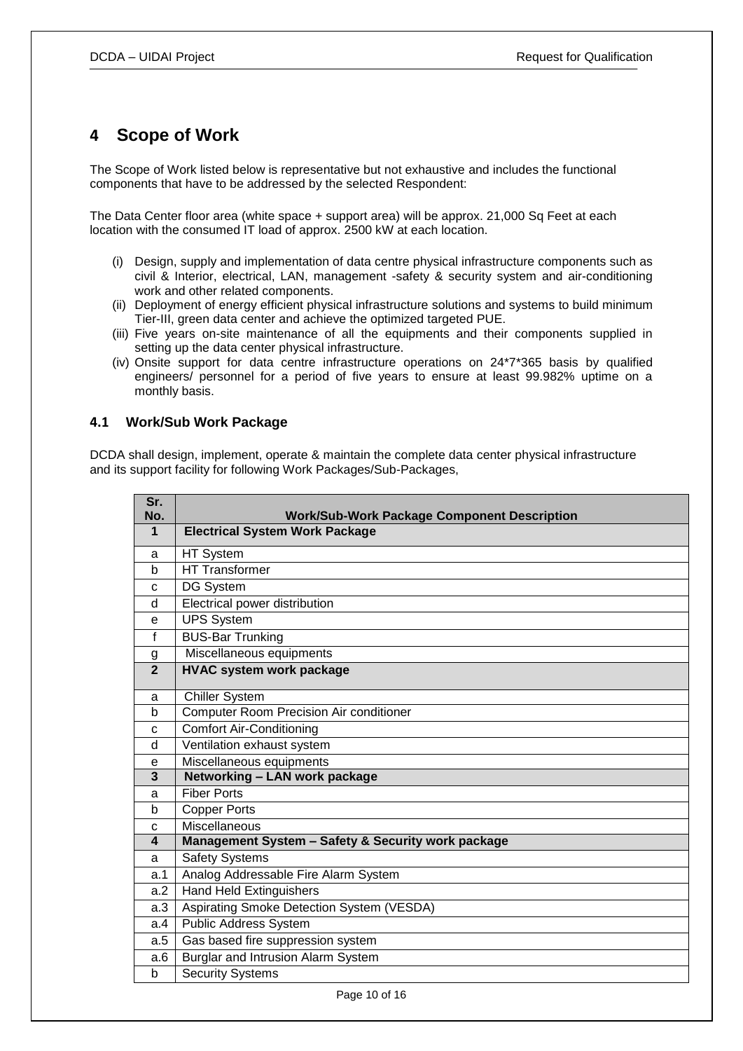# 4 Scope of Work

The Scope of Work listed below is representative but not exhaustive and includes the functional components that have to be addressed by the selected Respondent:

The Data Center floor area (white space + support area) will be approx. 21,000 Sq Feet at each location with the consumed IT load of approx. 2500 kW at each location.

(i) Design, supply and implementation of data centre physical infrastructure components such as civil & Interior, electrical, LAN, management -safety & security system and air-conditioning work and other related components.
(ii) Deployment of energy efficient physical infrastructure solutions and systems to build minimum Tier-III, green data center and achieve the optimized targeted PUE.
(iii) Five years on-site maintenance of all the equipments and their components supplied in setting up the data center physical infrastructure.
(iv) Onsite support for data centre infrastructure operations on 24*7*365 basis by qualified engineers/ personnel for a period of five years to ensure at least 99.982% uptime on a monthly basis.

## 4.1 Work/Sub Work Package

DCDA shall design, implement, operate & maintain the complete data center physical infrastructure and its support facility for following Work Packages/Sub-Packages,

| Sr. No. | Work/Sub-Work Package Component Description |
|---|---|
| **1** | **Electrical System Work Package** |
| a | HT System |
| b | HT Transformer |
| c | DG System |
| d | Electrical power distribution |
| e | UPS System |
| f | BUS-Bar Trunking |
| g | Miscellaneous equipments |
| **2** | **HVAC system work package** |
| a | Chiller System |
| b | Computer Room Precision Air conditioner |
| c | Comfort Air-Conditioning |
| d | Ventilation exhaust system |
| e | Miscellaneous equipments |
| **3** | **Networking – LAN work package** |
| a | Fiber Ports |
| b | Copper Ports |
| c | Miscellaneous |
| **4** | **Management System – Safety & Security work package** |
| a | Safety Systems |
| a.1 | Analog Addressable Fire Alarm System |
| a.2 | Hand Held Extinguishers |
| a.3 | Aspirating Smoke Detection System (VESDA) |
| a.4 | Public Address System |
| a.5 | Gas based fire suppression system |
| a.6 | Burglar and Intrusion Alarm System |
| b | Security Systems |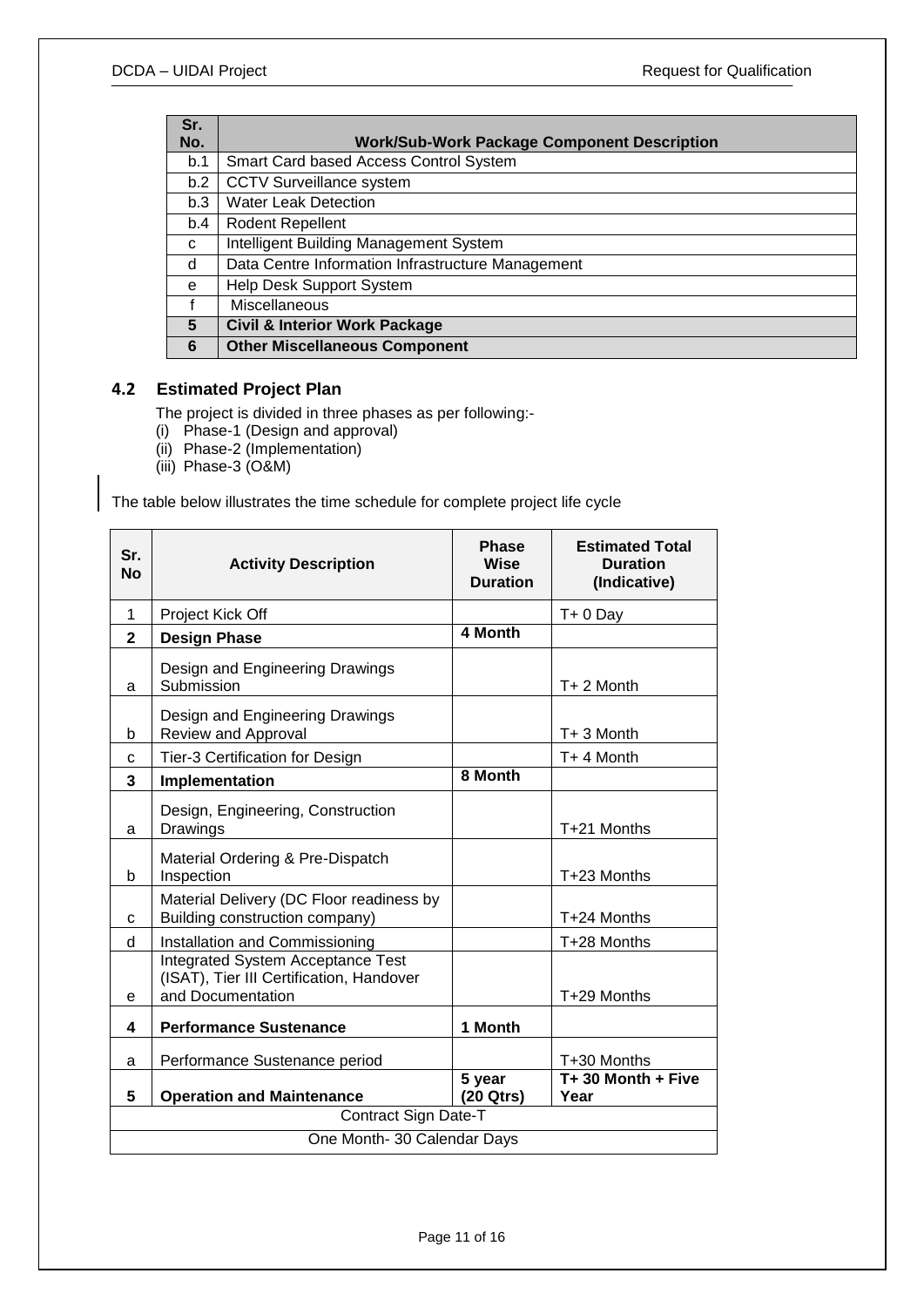| Sr. No. | Work/Sub-Work Package Component Description |
|---|---|
| b.1 | Smart Card based Access Control System |
| b.2 | CCTV Surveillance system |
| b.3 | Water Leak Detection |
| b.4 | Rodent Repellent |
| c | Intelligent Building Management System |
| d | Data Centre Information Infrastructure Management |
| e | Help Desk Support System |
| f | Miscellaneous |
| **5** | **Civil & Interior Work Package** |
| **6** | **Other Miscellaneous Component** |

## 4.2 Estimated Project Plan

The project is divided in three phases as per following:-

(i) Phase-1 (Design and approval)
(ii) Phase-2 (Implementation)
(iii) Phase-3 (O&M)

The table below illustrates the time schedule for complete project life cycle

| Sr. No | Activity Description | Phase Wise Duration | Estimated Total Duration (Indicative) |
|---|---|---|---|
| 1 | Project Kick Off | | T+ 0 Day |
| **2** | **Design Phase** | **4 Month** | |
| a | Design and Engineering Drawings Submission | | T+ 2 Month |
| b | Design and Engineering Drawings Review and Approval | | T+ 3 Month |
| c | Tier-3 Certification for Design | | T+ 4 Month |
| **3** | **Implementation** | **8 Month** | |
| a | Design, Engineering, Construction Drawings | | T+21 Months |
| b | Material Ordering & Pre-Dispatch Inspection | | T+23 Months |
| c | Material Delivery (DC Floor readiness by Building construction company) | | T+24 Months |
| d | Installation and Commissioning | | T+28 Months |
| e | Integrated System Acceptance Test (ISAT), Tier III Certification, Handover and Documentation | | T+29 Months |
| **4** | **Performance Sustenance** | **1 Month** | |
| a | Performance Sustenance period | | T+30 Months |
| **5** | **Operation and Maintenance** | **5 year (20 Qtrs)** | **T+ 30 Month + Five Year** |
| Contract Sign Date-T | | | |
| One Month- 30 Calendar Days | | | |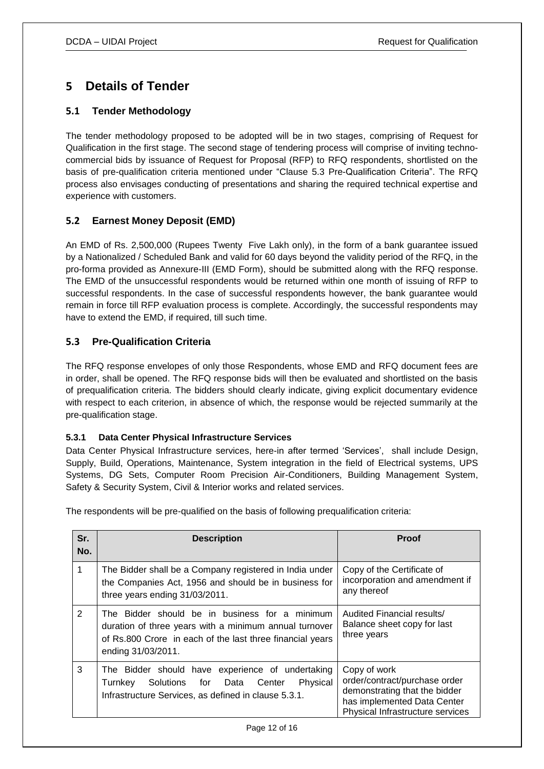# 5 Details of Tender

## 5.1 Tender Methodology

The tender methodology proposed to be adopted will be in two stages, comprising of Request for Qualification in the first stage. The second stage of tendering process will comprise of inviting techno-commercial bids by issuance of Request for Proposal (RFP) to RFQ respondents, shortlisted on the basis of pre-qualification criteria mentioned under "Clause 5.3 Pre-Qualification Criteria". The RFQ process also envisages conducting of presentations and sharing the required technical expertise and experience with customers.

## 5.2 Earnest Money Deposit (EMD)

An EMD of Rs. 2,500,000 (Rupees Twenty Five Lakh only), in the form of a bank guarantee issued by a Nationalized / Scheduled Bank and valid for 60 days beyond the validity period of the RFQ, in the pro-forma provided as Annexure-III (EMD Form), should be submitted along with the RFQ response. The EMD of the unsuccessful respondents would be returned within one month of issuing of RFP to successful respondents. In the case of successful respondents however, the bank guarantee would remain in force till RFP evaluation process is complete. Accordingly, the successful respondents may have to extend the EMD, if required, till such time.

## 5.3 Pre-Qualification Criteria

The RFQ response envelopes of only those Respondents, whose EMD and RFQ document fees are in order, shall be opened. The RFQ response bids will then be evaluated and shortlisted on the basis of prequalification criteria. The bidders should clearly indicate, giving explicit documentary evidence with respect to each criterion, in absence of which, the response would be rejected summarily at the pre-qualification stage.

### 5.3.1 Data Center Physical Infrastructure Services

Data Center Physical Infrastructure services, here-in after termed 'Services', shall include Design, Supply, Build, Operations, Maintenance, System integration in the field of Electrical systems, UPS Systems, DG Sets, Computer Room Precision Air-Conditioners, Building Management System, Safety & Security System, Civil & Interior works and related services.

The respondents will be pre-qualified on the basis of following prequalification criteria:

| Sr. No. | Description | Proof |
|---|---|---|
| 1 | The Bidder shall be a Company registered in India under the Companies Act, 1956 and should be in business for three years ending 31/03/2011. | Copy of the Certificate of incorporation and amendment if any thereof |
| 2 | The Bidder should be in business for a minimum duration of three years with a minimum annual turnover of Rs.800 Crore in each of the last three financial years ending 31/03/2011. | Audited Financial results/ Balance sheet copy for last three years |
| 3 | The Bidder should have experience of undertaking Turnkey Solutions for Data Center Physical Infrastructure Services, as defined in clause 5.3.1. | Copy of work order/contract/purchase order demonstrating that the bidder has implemented Data Center Physical Infrastructure services |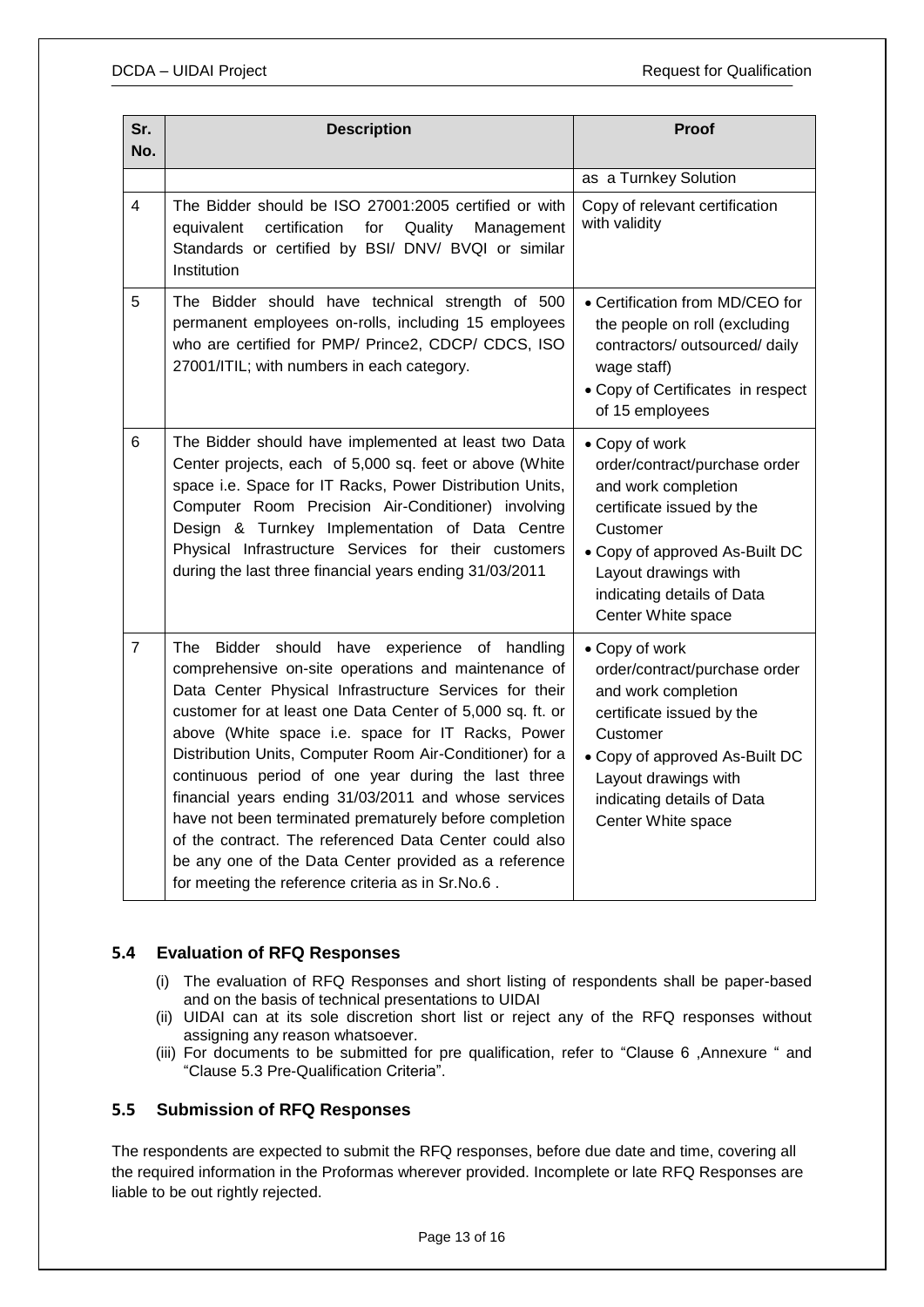| Sr. No. | Description | Proof |
|---|---|---|
| | | as a Turnkey Solution |
| 4 | The Bidder should be ISO 27001:2005 certified or with equivalent certification for Quality Management Standards or certified by BSI/ DNV/ BVQI or similar Institution | Copy of relevant certification with validity |
| 5 | The Bidder should have technical strength of 500 permanent employees on-rolls, including 15 employees who are certified for PMP/ Prince2, CDCP/ CDCS, ISO 27001/ITIL; with numbers in each category. | • Certification from MD/CEO for the people on roll (excluding contractors/ outsourced/ daily wage staff)<br>• Copy of Certificates in respect of 15 employees |
| 6 | The Bidder should have implemented at least two Data Center projects, each of 5,000 sq. feet or above (White space i.e. Space for IT Racks, Power Distribution Units, Computer Room Precision Air-Conditioner) involving Design & Turnkey Implementation of Data Centre Physical Infrastructure Services for their customers during the last three financial years ending 31/03/2011 | • Copy of work order/contract/purchase order and work completion certificate issued by the Customer<br>• Copy of approved As-Built DC Layout drawings with indicating details of Data Center White space |
| 7 | The Bidder should have experience of handling comprehensive on-site operations and maintenance of Data Center Physical Infrastructure Services for their customer for at least one Data Center of 5,000 sq. ft. or above (White space i.e. space for IT Racks, Power Distribution Units, Computer Room Air-Conditioner) for a continuous period of one year during the last three financial years ending 31/03/2011 and whose services have not been terminated prematurely before completion of the contract. The referenced Data Center could also be any one of the Data Center provided as a reference for meeting the reference criteria as in Sr.No.6 . | • Copy of work order/contract/purchase order and work completion certificate issued by the Customer<br>• Copy of approved As-Built DC Layout drawings with indicating details of Data Center White space |

### 5.4 Evaluation of RFQ Responses

(i) The evaluation of RFQ Responses and short listing of respondents shall be paper-based and on the basis of technical presentations to UIDAI

(ii) UIDAI can at its sole discretion short list or reject any of the RFQ responses without assigning any reason whatsoever.

(iii) For documents to be submitted for pre qualification, refer to "Clause 6 ,Annexure " and "Clause 5.3 Pre-Qualification Criteria".

### 5.5 Submission of RFQ Responses

The respondents are expected to submit the RFQ responses, before due date and time, covering all the required information in the Proformas wherever provided. Incomplete or late RFQ Responses are liable to be out rightly rejected.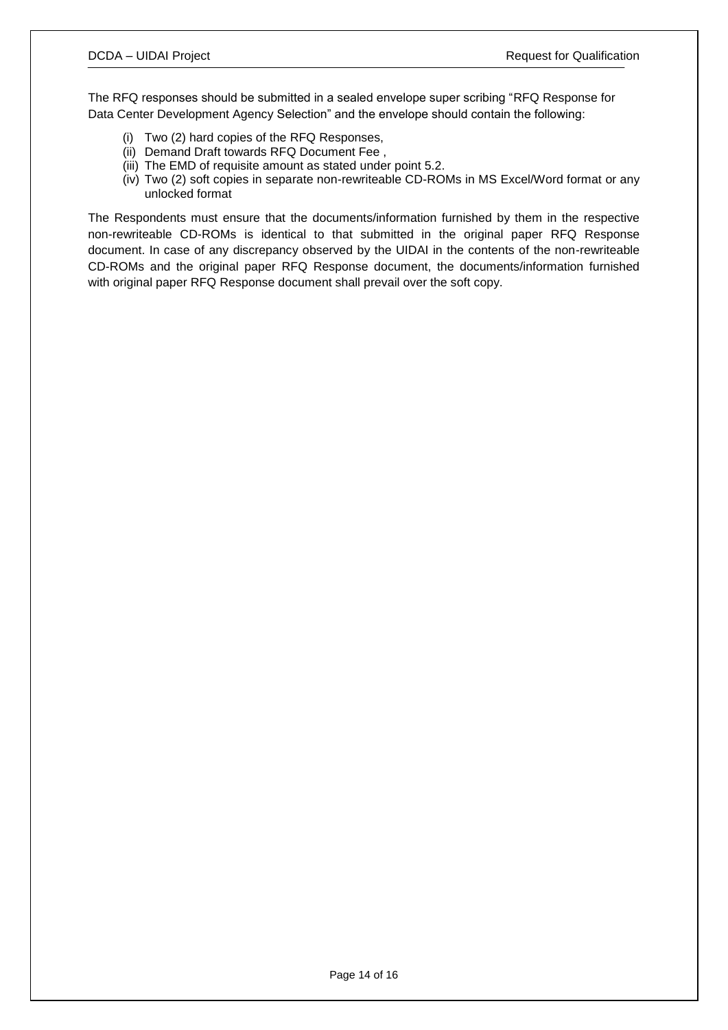The RFQ responses should be submitted in a sealed envelope super scribing "RFQ Response for Data Center Development Agency Selection" and the envelope should contain the following:

(i) Two (2) hard copies of the RFQ Responses,
(ii) Demand Draft towards RFQ Document Fee ,
(iii) The EMD of requisite amount as stated under point 5.2.
(iv) Two (2) soft copies in separate non-rewriteable CD-ROMs in MS Excel/Word format or any unlocked format

The Respondents must ensure that the documents/information furnished by them in the respective non-rewriteable CD-ROMs is identical to that submitted in the original paper RFQ Response document. In case of any discrepancy observed by the UIDAI in the contents of the non-rewriteable CD-ROMs and the original paper RFQ Response document, the documents/information furnished with original paper RFQ Response document shall prevail over the soft copy.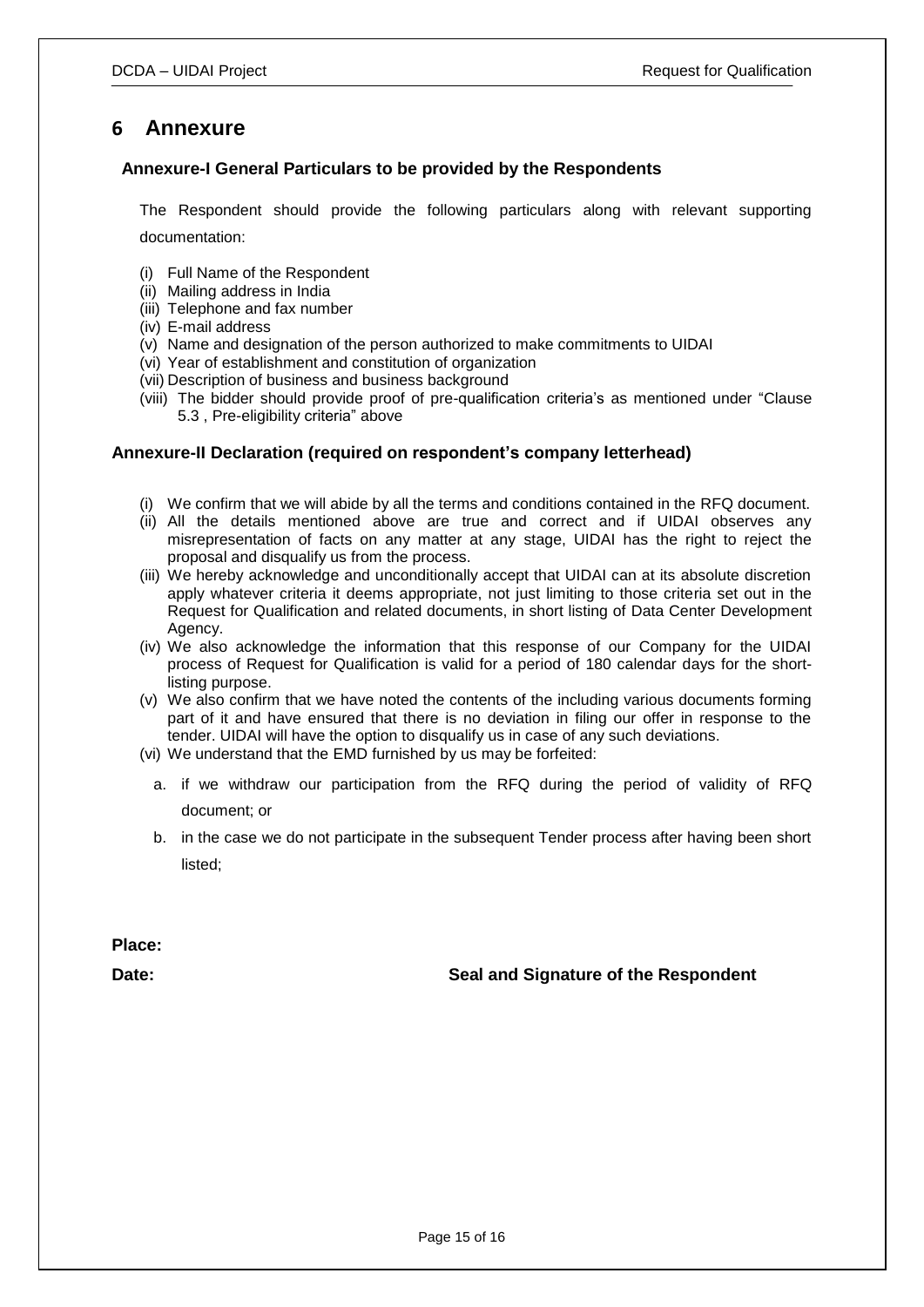# 6 Annexure

### Annexure-I General Particulars to be provided by the Respondents

The Respondent should provide the following particulars along with relevant supporting documentation:

(i) Full Name of the Respondent
(ii) Mailing address in India
(iii) Telephone and fax number
(iv) E-mail address
(v) Name and designation of the person authorized to make commitments to UIDAI
(vi) Year of establishment and constitution of organization
(vii) Description of business and business background
(viii) The bidder should provide proof of pre-qualification criteria's as mentioned under "Clause 5.3 , Pre-eligibility criteria" above

### Annexure-II Declaration (required on respondent's company letterhead)

(i) We confirm that we will abide by all the terms and conditions contained in the RFQ document.
(ii) All the details mentioned above are true and correct and if UIDAI observes any misrepresentation of facts on any matter at any stage, UIDAI has the right to reject the proposal and disqualify us from the process.
(iii) We hereby acknowledge and unconditionally accept that UIDAI can at its absolute discretion apply whatever criteria it deems appropriate, not just limiting to those criteria set out in the Request for Qualification and related documents, in short listing of Data Center Development Agency.
(iv) We also acknowledge the information that this response of our Company for the UIDAI process of Request for Qualification is valid for a period of 180 calendar days for the short-listing purpose.
(v) We also confirm that we have noted the contents of the including various documents forming part of it and have ensured that there is no deviation in filing our offer in response to the tender. UIDAI will have the option to disqualify us in case of any such deviations.
(vi) We understand that the EMD furnished by us may be forfeited:

a. if we withdraw our participation from the RFQ during the period of validity of RFQ document; or

b. in the case we do not participate in the subsequent Tender process after having been short listed;

**Place:**

**Date:** **Seal and Signature of the Respondent**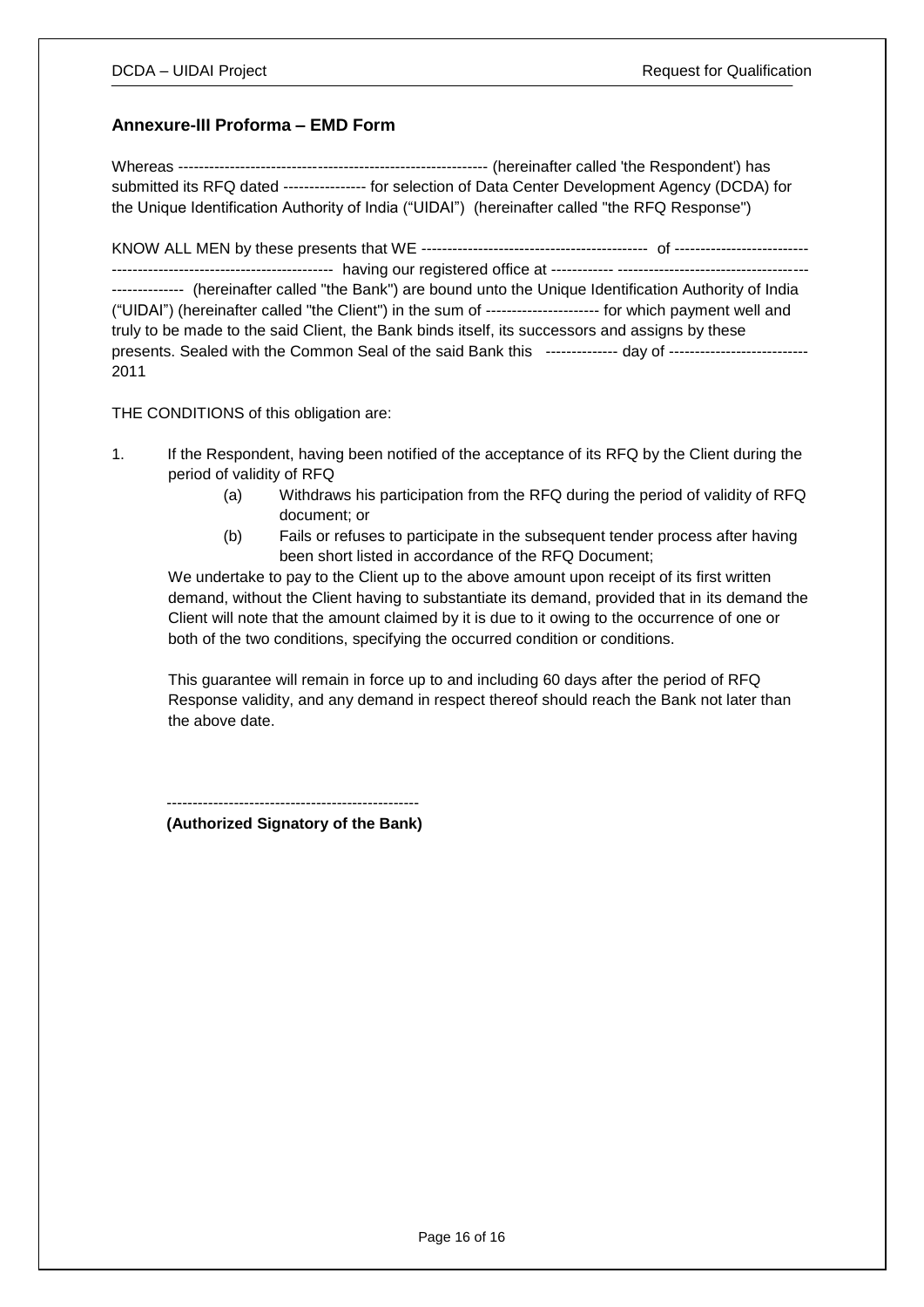## Annexure-III Proforma – EMD Form

Whereas ------------------------------------------------------------ (hereinafter called 'the Respondent') has submitted its RFQ dated ---------------- for selection of Data Center Development Agency (DCDA) for the Unique Identification Authority of India ("UIDAI") (hereinafter called "the RFQ Response")

KNOW ALL MEN by these presents that WE -------------------------------------------- of -------------------------- ------------------------------------------- having our registered office at ------------ ------------------------------------- -------------- (hereinafter called "the Bank") are bound unto the Unique Identification Authority of India ("UIDAI") (hereinafter called "the Client") in the sum of ---------------------- for which payment well and truly to be made to the said Client, the Bank binds itself, its successors and assigns by these presents. Sealed with the Common Seal of the said Bank this -------------- day of --------------------------- 2011

THE CONDITIONS of this obligation are:

1. If the Respondent, having been notified of the acceptance of its RFQ by the Client during the period of validity of RFQ
   - (a) Withdraws his participation from the RFQ during the period of validity of RFQ document; or
   - (b) Fails or refuses to participate in the subsequent tender process after having been short listed in accordance of the RFQ Document;

   We undertake to pay to the Client up to the above amount upon receipt of its first written demand, without the Client having to substantiate its demand, provided that in its demand the Client will note that the amount claimed by it is due to it owing to the occurrence of one or both of the two conditions, specifying the occurred condition or conditions.

   This guarantee will remain in force up to and including 60 days after the period of RFQ Response validity, and any demand in respect thereof should reach the Bank not later than the above date.

-------------------------------------------------

**(Authorized Signatory of the Bank)**